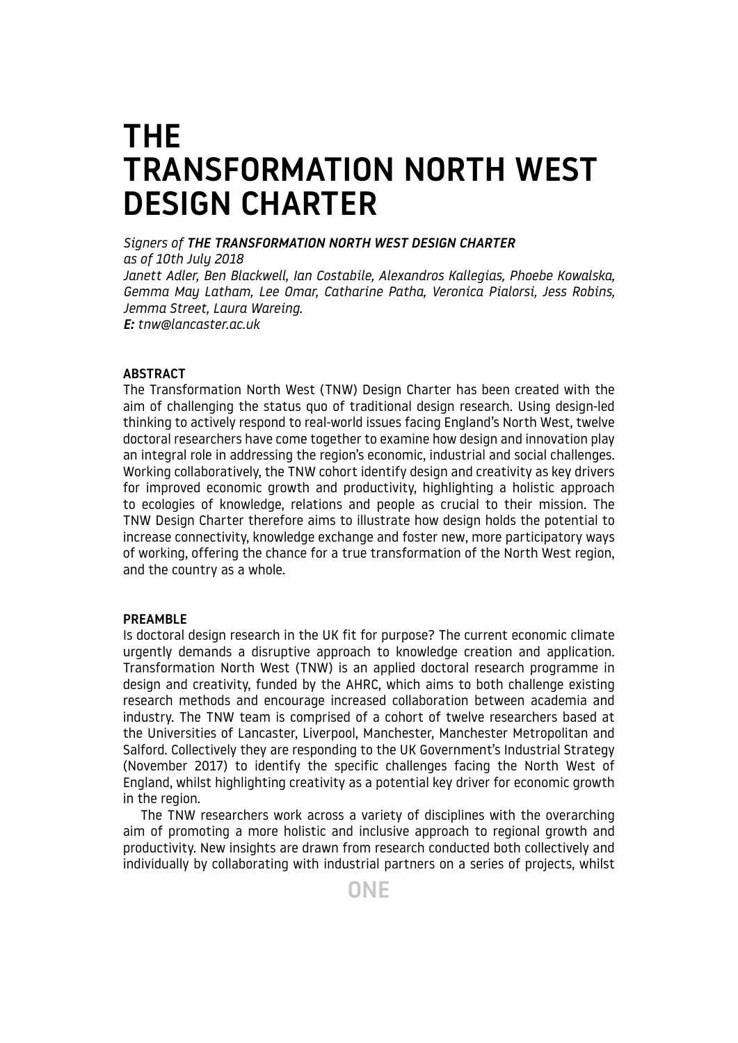# THE TRANSFORMATION NORTH WEST DESIGN CHARTER

*Signers of* ***THE TRANSFORMATION NORTH WEST DESIGN CHARTER***
*as of 10th July 2018*
*Janett Adler, Ben Blackwell, Ian Costabile, Alexandros Kallegias, Phoebe Kowalska, Gemma May Latham, Lee Omar, Catharine Patha, Veronica Pialorsi, Jess Robins, Jemma Street, Laura Wareing.*
***E:*** *tnw@lancaster.ac.uk*

**ABSTRACT**

The Transformation North West (TNW) Design Charter has been created with the aim of challenging the status quo of traditional design research. Using design-led thinking to actively respond to real-world issues facing England's North West, twelve doctoral researchers have come together to examine how design and innovation play an integral role in addressing the region's economic, industrial and social challenges. Working collaboratively, the TNW cohort identify design and creativity as key drivers for improved economic growth and productivity, highlighting a holistic approach to ecologies of knowledge, relations and people as crucial to their mission. The TNW Design Charter therefore aims to illustrate how design holds the potential to increase connectivity, knowledge exchange and foster new, more participatory ways of working, offering the chance for a true transformation of the North West region, and the country as a whole.

**PREAMBLE**

Is doctoral design research in the UK fit for purpose? The current economic climate urgently demands a disruptive approach to knowledge creation and application. Transformation North West (TNW) is an applied doctoral research programme in design and creativity, funded by the AHRC, which aims to both challenge existing research methods and encourage increased collaboration between academia and industry. The TNW team is comprised of a cohort of twelve researchers based at the Universities of Lancaster, Liverpool, Manchester, Manchester Metropolitan and Salford. Collectively they are responding to the UK Government's Industrial Strategy (November 2017) to identify the specific challenges facing the North West of England, whilst highlighting creativity as a potential key driver for economic growth in the region.

The TNW researchers work across a variety of disciplines with the overarching aim of promoting a more holistic and inclusive approach to regional growth and productivity. New insights are drawn from research conducted both collectively and individually by collaborating with industrial partners on a series of projects, whilst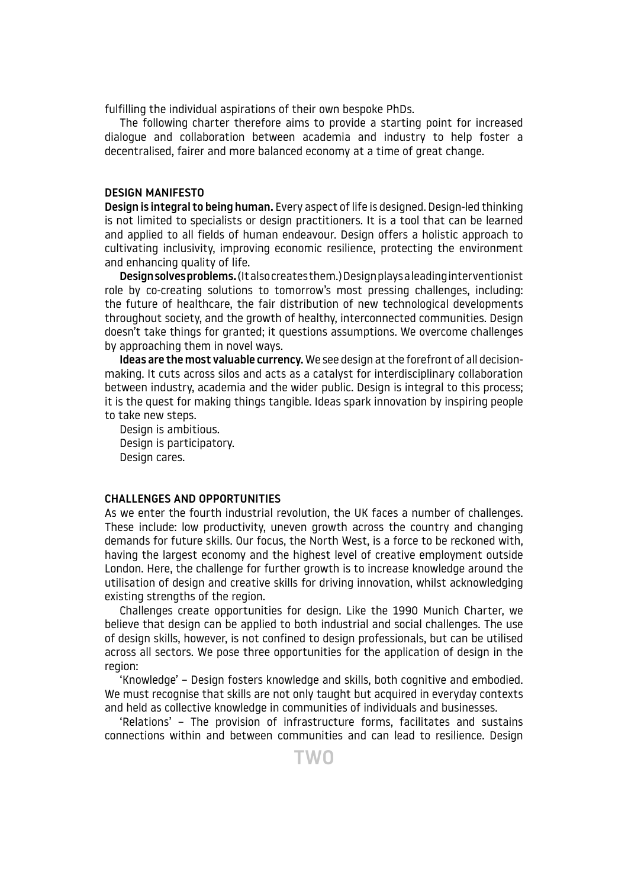fulfilling the individual aspirations of their own bespoke PhDs.

The following charter therefore aims to provide a starting point for increased dialogue and collaboration between academia and industry to help foster a decentralised, fairer and more balanced economy at a time of great change.

## DESIGN MANIFESTO

**Design is integral to being human.** Every aspect of life is designed. Design-led thinking is not limited to specialists or design practitioners. It is a tool that can be learned and applied to all fields of human endeavour. Design offers a holistic approach to cultivating inclusivity, improving economic resilience, protecting the environment and enhancing quality of life.

**Design solves problems.** (It also creates them.) Design plays a leading interventionist role by co-creating solutions to tomorrow's most pressing challenges, including: the future of healthcare, the fair distribution of new technological developments throughout society, and the growth of healthy, interconnected communities. Design doesn't take things for granted; it questions assumptions. We overcome challenges by approaching them in novel ways.

**Ideas are the most valuable currency.** We see design at the forefront of all decision-making. It cuts across silos and acts as a catalyst for interdisciplinary collaboration between industry, academia and the wider public. Design is integral to this process; it is the quest for making things tangible. Ideas spark innovation by inspiring people to take new steps.

Design is ambitious.
Design is participatory.
Design cares.

## CHALLENGES AND OPPORTUNITIES

As we enter the fourth industrial revolution, the UK faces a number of challenges. These include: low productivity, uneven growth across the country and changing demands for future skills. Our focus, the North West, is a force to be reckoned with, having the largest economy and the highest level of creative employment outside London. Here, the challenge for further growth is to increase knowledge around the utilisation of design and creative skills for driving innovation, whilst acknowledging existing strengths of the region.

Challenges create opportunities for design. Like the 1990 Munich Charter, we believe that design can be applied to both industrial and social challenges. The use of design skills, however, is not confined to design professionals, but can be utilised across all sectors. We pose three opportunities for the application of design in the region:

'Knowledge' – Design fosters knowledge and skills, both cognitive and embodied. We must recognise that skills are not only taught but acquired in everyday contexts and held as collective knowledge in communities of individuals and businesses.

'Relations' – The provision of infrastructure forms, facilitates and sustains connections within and between communities and can lead to resilience. Design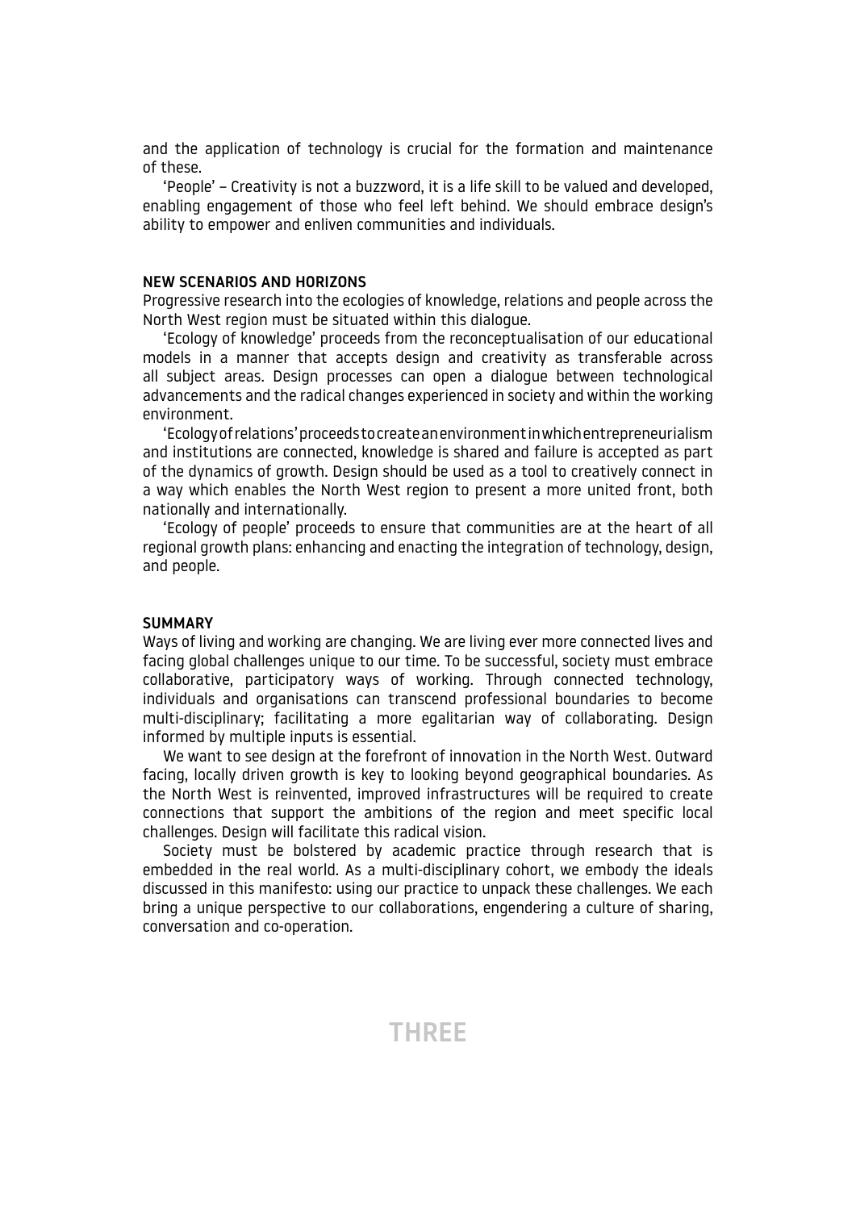and the application of technology is crucial for the formation and maintenance of these.

'People' – Creativity is not a buzzword, it is a life skill to be valued and developed, enabling engagement of those who feel left behind. We should embrace design's ability to empower and enliven communities and individuals.

## NEW SCENARIOS AND HORIZONS

Progressive research into the ecologies of knowledge, relations and people across the North West region must be situated within this dialogue.

'Ecology of knowledge' proceeds from the reconceptualisation of our educational models in a manner that accepts design and creativity as transferable across all subject areas. Design processes can open a dialogue between technological advancements and the radical changes experienced in society and within the working environment.

'Ecology of relations' proceeds to create an environment in which entrepreneurialism and institutions are connected, knowledge is shared and failure is accepted as part of the dynamics of growth. Design should be used as a tool to creatively connect in a way which enables the North West region to present a more united front, both nationally and internationally.

'Ecology of people' proceeds to ensure that communities are at the heart of all regional growth plans: enhancing and enacting the integration of technology, design, and people.

## SUMMARY

Ways of living and working are changing. We are living ever more connected lives and facing global challenges unique to our time. To be successful, society must embrace collaborative, participatory ways of working. Through connected technology, individuals and organisations can transcend professional boundaries to become multi-disciplinary; facilitating a more egalitarian way of collaborating. Design informed by multiple inputs is essential.

We want to see design at the forefront of innovation in the North West. Outward facing, locally driven growth is key to looking beyond geographical boundaries. As the North West is reinvented, improved infrastructures will be required to create connections that support the ambitions of the region and meet specific local challenges. Design will facilitate this radical vision.

Society must be bolstered by academic practice through research that is embedded in the real world. As a multi-disciplinary cohort, we embody the ideals discussed in this manifesto: using our practice to unpack these challenges. We each bring a unique perspective to our collaborations, engendering a culture of sharing, conversation and co-operation.